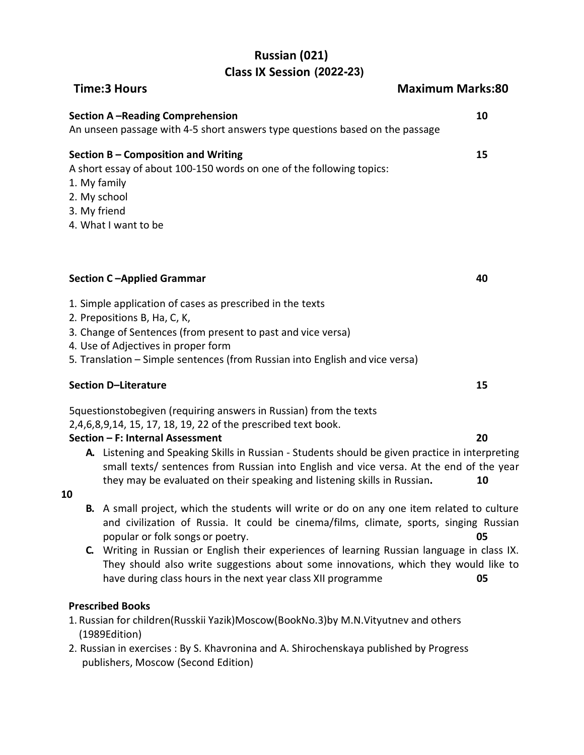# Russian (021)

## Class IX Session (2022-23)

**Time:3 Hours** **Maximum Marks:80**

**Section A –Reading Comprehension** **10**

An unseen passage with 4-5 short answers type questions based on the passage

**Section B – Composition and Writing** **15**

A short essay of about 100-150 words on one of the following topics:

1. My family
2. My school
3. My friend
4. What I want to be

**Section C –Applied Grammar** **40**

1. Simple application of cases as prescribed in the texts
2. Prepositions B, Ha, C, K,
3. Change of Sentences (from present to past and vice versa)
4. Use of Adjectives in proper form
5. Translation – Simple sentences (from Russian into English and vice versa)

**Section D–Literature** **15**

5questionstobegiven (requiring answers in Russian) from the texts 2,4,6,8,9,14, 15, 17, 18, 19, 22 of the prescribed text book.

**Section – F: Internal Assessment** **20**

**A.** Listening and Speaking Skills in Russian - Students should be given practice in interpreting small texts/ sentences from Russian into English and vice versa. At the end of the year they may be evaluated on their speaking and listening skills in Russian**.** **10**

**10**

**B.** A small project, which the students will write or do on any one item related to culture and civilization of Russia. It could be cinema/films, climate, sports, singing Russian popular or folk songs or poetry. **05**

**C.** Writing in Russian or English their experiences of learning Russian language in class IX. They should also write suggestions about some innovations, which they would like to have during class hours in the next year class XII programme **05**

**Prescribed Books**

1. Russian for children(Russkii Yazik)Moscow(BookNo.3)by M.N.Vityutnev and others (1989Edition)
2. Russian in exercises : By S. Khavronina and A. Shirochenskaya published by Progress publishers, Moscow (Second Edition)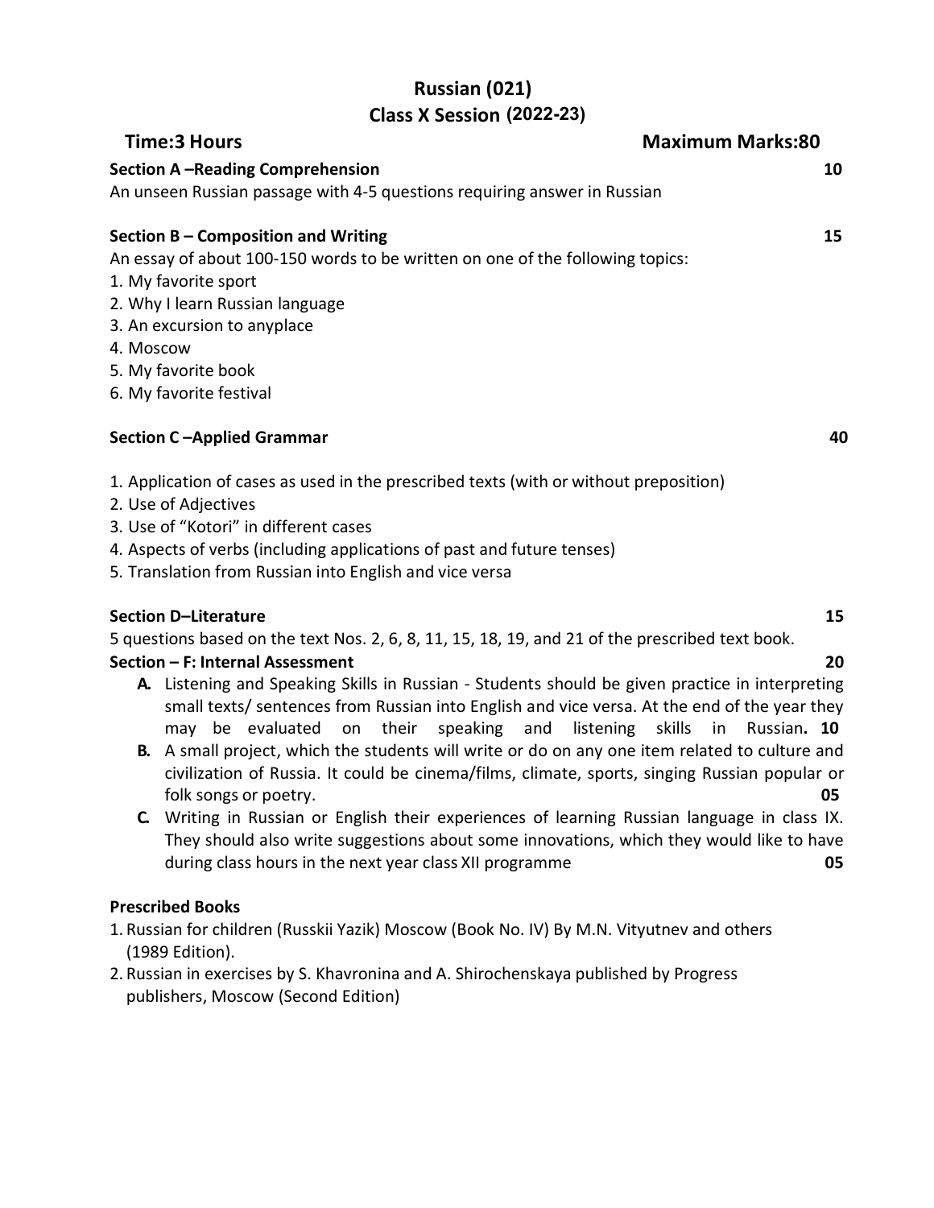# Russian (021)

## Class X Session (2022-23)

**Time:3 Hours** **Maximum Marks:80**

**Section A –Reading Comprehension** **10**

An unseen Russian passage with 4-5 questions requiring answer in Russian

**Section B – Composition and Writing** **15**

An essay of about 100-150 words to be written on one of the following topics:

1. My favorite sport
2. Why I learn Russian language
3. An excursion to anyplace
4. Moscow
5. My favorite book
6. My favorite festival

**Section C –Applied Grammar** **40**

1. Application of cases as used in the prescribed texts (with or without preposition)
2. Use of Adjectives
3. Use of "Kotori" in different cases
4. Aspects of verbs (including applications of past and future tenses)
5. Translation from Russian into English and vice versa

**Section D–Literature** **15**

5 questions based on the text Nos. 2, 6, 8, 11, 15, 18, 19, and 21 of the prescribed text book.

**Section – F: Internal Assessment** **20**

- **A.** Listening and Speaking Skills in Russian - Students should be given practice in interpreting small texts/ sentences from Russian into English and vice versa. At the end of the year they may be evaluated on their speaking and listening skills in Russian**. 10**
- **B.** A small project, which the students will write or do on any one item related to culture and civilization of Russia. It could be cinema/films, climate, sports, singing Russian popular or folk songs or poetry. **05**
- **C.** Writing in Russian or English their experiences of learning Russian language in class IX. They should also write suggestions about some innovations, which they would like to have during class hours in the next year class XII programme **05**

**Prescribed Books**

1. Russian for children (Russkii Yazik) Moscow (Book No. IV) By M.N. Vityutnev and others (1989 Edition).
2. Russian in exercises by S. Khavronina and A. Shirochenskaya published by Progress publishers, Moscow (Second Edition)